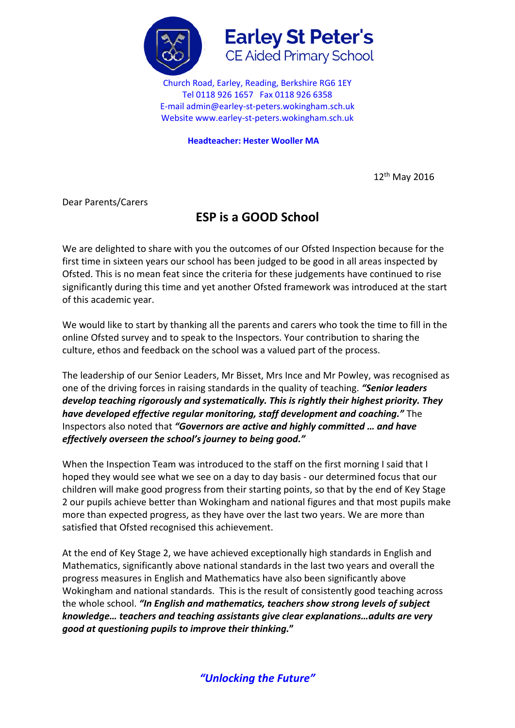# Earley St Peter's
## CE Aided Primary School

Church Road, Earley, Reading, Berkshire RG6 1EY
Tel 0118 926 1657 Fax 0118 926 6358
E-mail admin@earley-st-peters.wokingham.sch.uk
Website www.earley-st-peters.wokingham.sch.uk

**Headteacher: Hester Wooller MA**

12th May 2016

Dear Parents/Carers

## ESP is a GOOD School

We are delighted to share with you the outcomes of our Ofsted Inspection because for the first time in sixteen years our school has been judged to be good in all areas inspected by Ofsted. This is no mean feat since the criteria for these judgements have continued to rise significantly during this time and yet another Ofsted framework was introduced at the start of this academic year.

We would like to start by thanking all the parents and carers who took the time to fill in the online Ofsted survey and to speak to the Inspectors. Your contribution to sharing the culture, ethos and feedback on the school was a valued part of the process.

The leadership of our Senior Leaders, Mr Bisset, Mrs Ince and Mr Powley, was recognised as one of the driving forces in raising standards in the quality of teaching. ***"Senior leaders develop teaching rigorously and systematically. This is rightly their highest priority. They have developed effective regular monitoring, staff development and coaching."*** The Inspectors also noted that ***"Governors are active and highly committed … and have effectively overseen the school's journey to being good."***

When the Inspection Team was introduced to the staff on the first morning I said that I hoped they would see what we see on a day to day basis - our determined focus that our children will make good progress from their starting points, so that by the end of Key Stage 2 our pupils achieve better than Wokingham and national figures and that most pupils make more than expected progress, as they have over the last two years. We are more than satisfied that Ofsted recognised this achievement.

At the end of Key Stage 2, we have achieved exceptionally high standards in English and Mathematics, significantly above national standards in the last two years and overall the progress measures in English and Mathematics have also been significantly above Wokingham and national standards. This is the result of consistently good teaching across the whole school. ***"In English and mathematics, teachers show strong levels of subject knowledge… teachers and teaching assistants give clear explanations…adults are very good at questioning pupils to improve their thinking."***

***"Unlocking the Future"***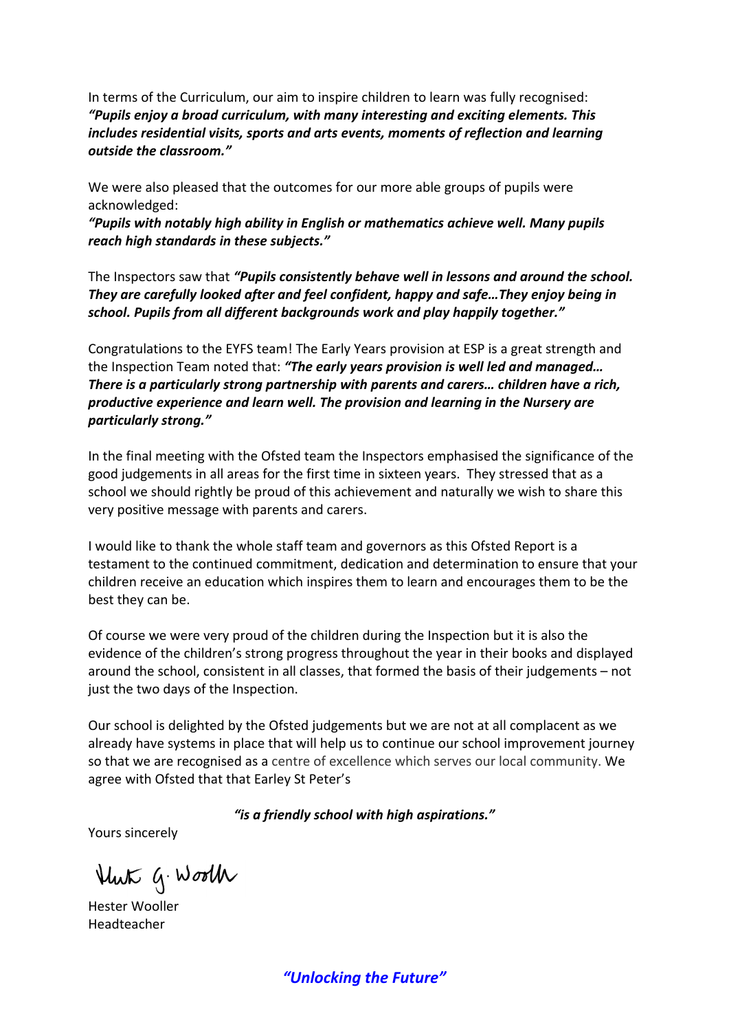In terms of the Curriculum, our aim to inspire children to learn was fully recognised: ***"Pupils enjoy a broad curriculum, with many interesting and exciting elements. This includes residential visits, sports and arts events, moments of reflection and learning outside the classroom."***

We were also pleased that the outcomes for our more able groups of pupils were acknowledged:
***"Pupils with notably high ability in English or mathematics achieve well. Many pupils reach high standards in these subjects."***

The Inspectors saw that ***"Pupils consistently behave well in lessons and around the school. They are carefully looked after and feel confident, happy and safe…They enjoy being in school. Pupils from all different backgrounds work and play happily together."***

Congratulations to the EYFS team! The Early Years provision at ESP is a great strength and the Inspection Team noted that: ***"The early years provision is well led and managed… There is a particularly strong partnership with parents and carers… children have a rich, productive experience and learn well. The provision and learning in the Nursery are particularly strong."***

In the final meeting with the Ofsted team the Inspectors emphasised the significance of the good judgements in all areas for the first time in sixteen years. They stressed that as a school we should rightly be proud of this achievement and naturally we wish to share this very positive message with parents and carers.

I would like to thank the whole staff team and governors as this Ofsted Report is a testament to the continued commitment, dedication and determination to ensure that your children receive an education which inspires them to learn and encourages them to be the best they can be.

Of course we were very proud of the children during the Inspection but it is also the evidence of the children's strong progress throughout the year in their books and displayed around the school, consistent in all classes, that formed the basis of their judgements – not just the two days of the Inspection.

Our school is delighted by the Ofsted judgements but we are not at all complacent as we already have systems in place that will help us to continue our school improvement journey so that we are recognised as a centre of excellence which serves our local community. We agree with Ofsted that that Earley St Peter's

***"is a friendly school with high aspirations."***

Yours sincerely

Hester Wooller
Headteacher

***"Unlocking the Future"***